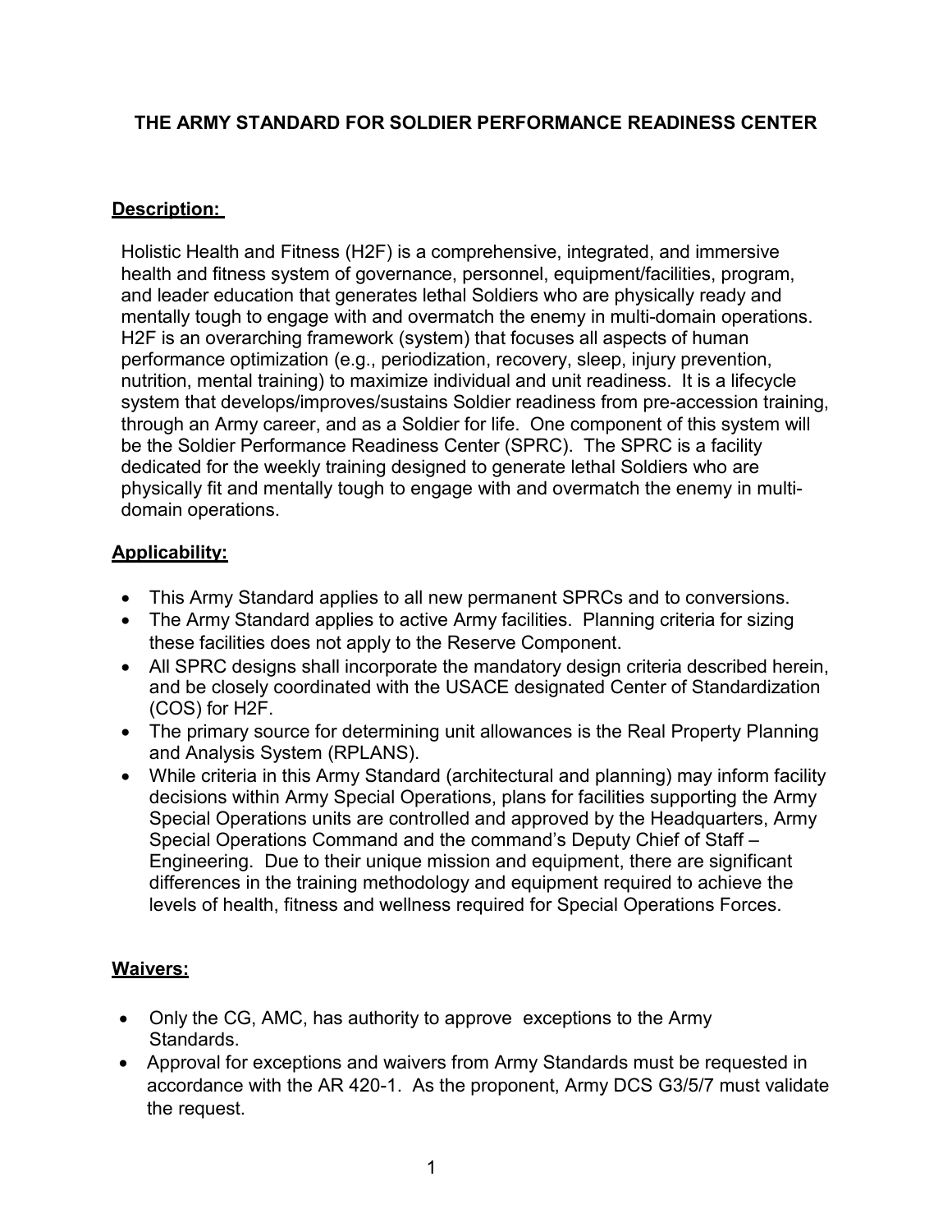# THE ARMY STANDARD FOR SOLDIER PERFORMANCE READINESS CENTER

## Description:

Holistic Health and Fitness (H2F) is a comprehensive, integrated, and immersive health and fitness system of governance, personnel, equipment/facilities, program, and leader education that generates lethal Soldiers who are physically ready and mentally tough to engage with and overmatch the enemy in multi-domain operations. H2F is an overarching framework (system) that focuses all aspects of human performance optimization (e.g., periodization, recovery, sleep, injury prevention, nutrition, mental training) to maximize individual and unit readiness. It is a lifecycle system that develops/improves/sustains Soldier readiness from pre-accession training, through an Army career, and as a Soldier for life. One component of this system will be the Soldier Performance Readiness Center (SPRC). The SPRC is a facility dedicated for the weekly training designed to generate lethal Soldiers who are physically fit and mentally tough to engage with and overmatch the enemy in multi-domain operations.

## Applicability:

- This Army Standard applies to all new permanent SPRCs and to conversions.
- The Army Standard applies to active Army facilities. Planning criteria for sizing these facilities does not apply to the Reserve Component.
- All SPRC designs shall incorporate the mandatory design criteria described herein, and be closely coordinated with the USACE designated Center of Standardization (COS) for H2F.
- The primary source for determining unit allowances is the Real Property Planning and Analysis System (RPLANS).
- While criteria in this Army Standard (architectural and planning) may inform facility decisions within Army Special Operations, plans for facilities supporting the Army Special Operations units are controlled and approved by the Headquarters, Army Special Operations Command and the command's Deputy Chief of Staff – Engineering. Due to their unique mission and equipment, there are significant differences in the training methodology and equipment required to achieve the levels of health, fitness and wellness required for Special Operations Forces.

## Waivers:

- Only the CG, AMC, has authority to approve exceptions to the Army Standards.
- Approval for exceptions and waivers from Army Standards must be requested in accordance with the AR 420-1. As the proponent, Army DCS G3/5/7 must validate the request.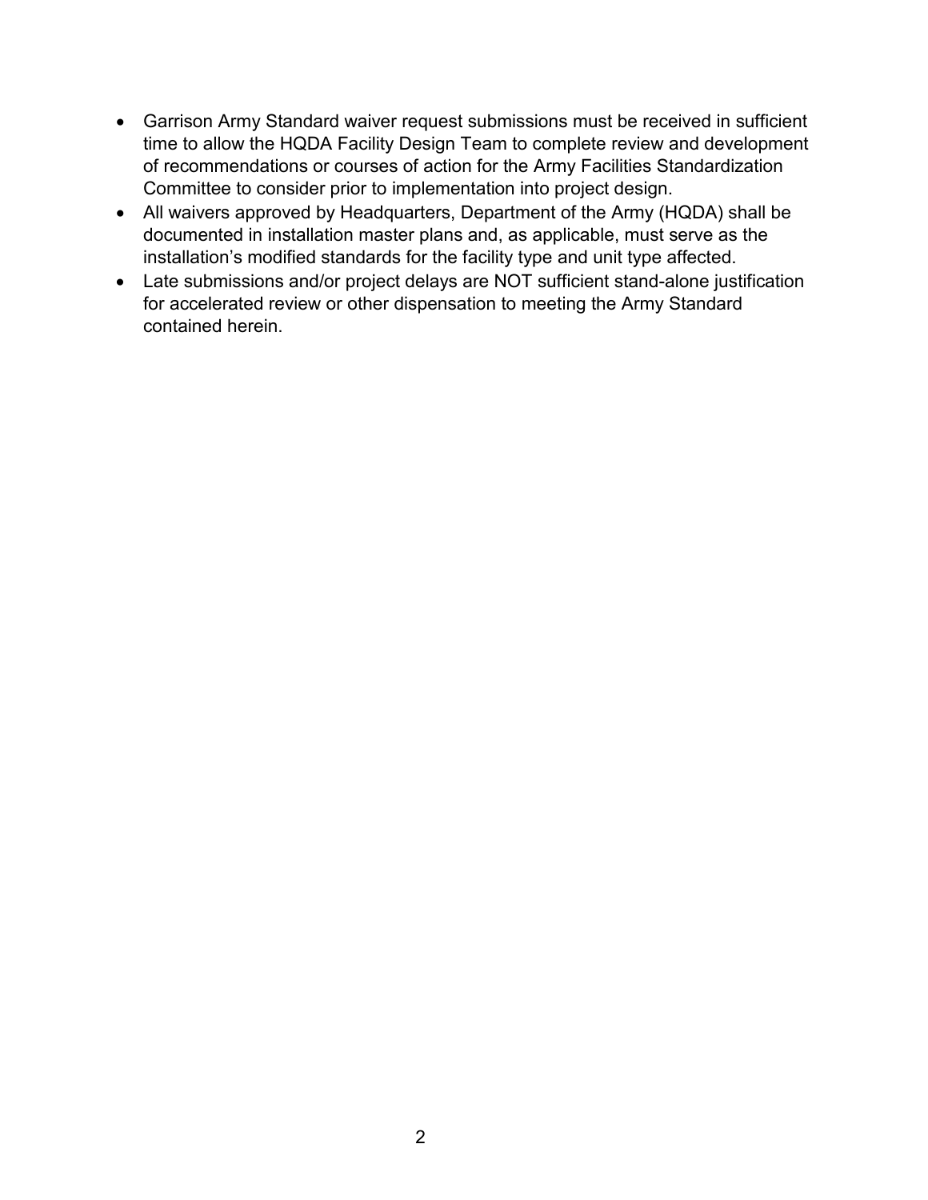- Garrison Army Standard waiver request submissions must be received in sufficient time to allow the HQDA Facility Design Team to complete review and development of recommendations or courses of action for the Army Facilities Standardization Committee to consider prior to implementation into project design.
- All waivers approved by Headquarters, Department of the Army (HQDA) shall be documented in installation master plans and, as applicable, must serve as the installation's modified standards for the facility type and unit type affected.
- Late submissions and/or project delays are NOT sufficient stand-alone justification for accelerated review or other dispensation to meeting the Army Standard contained herein.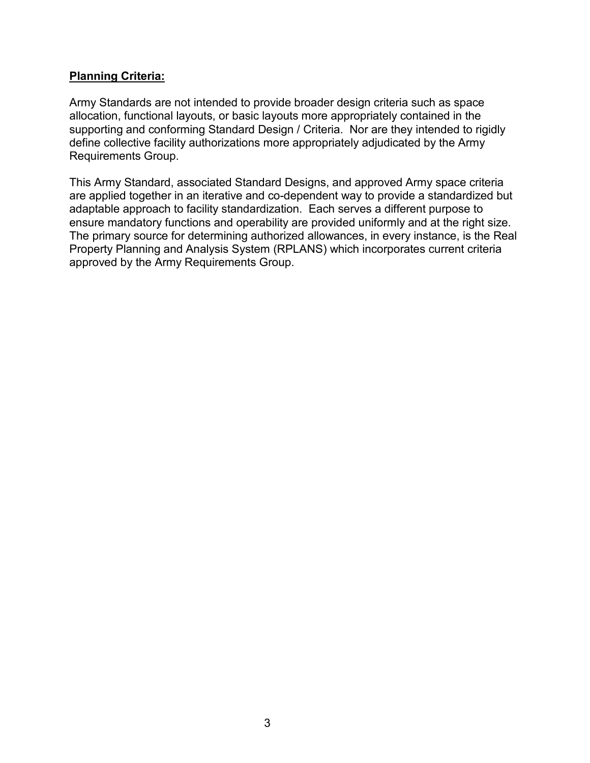**Planning Criteria:**

Army Standards are not intended to provide broader design criteria such as space allocation, functional layouts, or basic layouts more appropriately contained in the supporting and conforming Standard Design / Criteria. Nor are they intended to rigidly define collective facility authorizations more appropriately adjudicated by the Army Requirements Group.

This Army Standard, associated Standard Designs, and approved Army space criteria are applied together in an iterative and co-dependent way to provide a standardized but adaptable approach to facility standardization. Each serves a different purpose to ensure mandatory functions and operability are provided uniformly and at the right size. The primary source for determining authorized allowances, in every instance, is the Real Property Planning and Analysis System (RPLANS) which incorporates current criteria approved by the Army Requirements Group.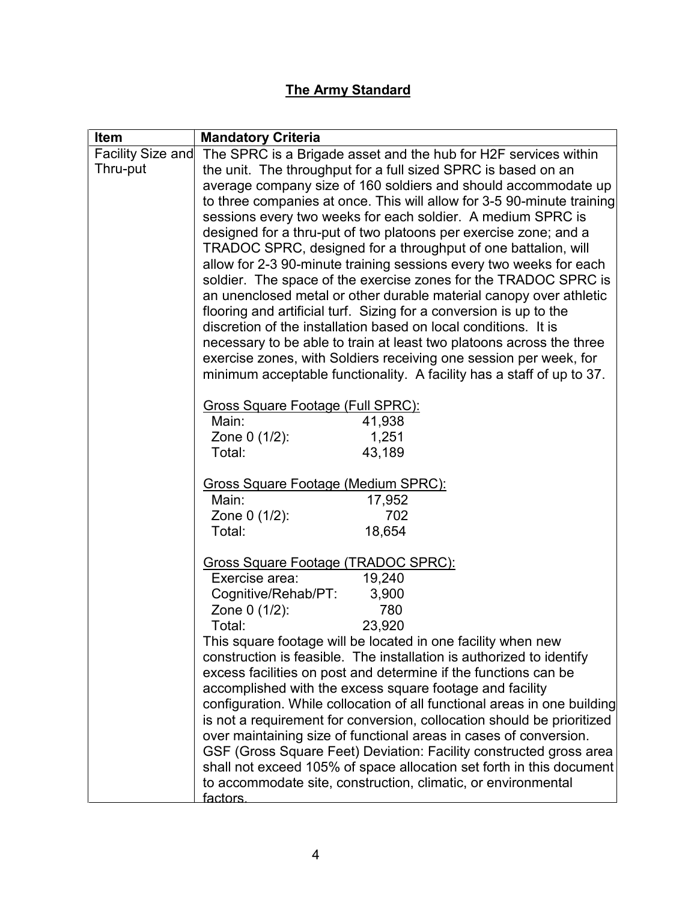## The Army Standard

| Item | Mandatory Criteria |
|---|---|
| Facility Size and Thru-put | The SPRC is a Brigade asset and the hub for H2F services within the unit. The throughput for a full sized SPRC is based on an average company size of 160 soldiers and should accommodate up to three companies at once. This will allow for 3-5 90-minute training sessions every two weeks for each soldier. A medium SPRC is designed for a thru-put of two platoons per exercise zone; and a TRADOC SPRC, designed for a throughput of one battalion, will allow for 2-3 90-minute training sessions every two weeks for each soldier. The space of the exercise zones for the TRADOC SPRC is an unenclosed metal or other durable material canopy over athletic flooring and artificial turf. Sizing for a conversion is up to the discretion of the installation based on local conditions. It is necessary to be able to train at least two platoons across the three exercise zones, with Soldiers receiving one session per week, for minimum acceptable functionality. A facility has a staff of up to 37.<br><br><u>Gross Square Footage (Full SPRC):</u><br>Main: 41,938<br>Zone 0 (1/2): 1,251<br>Total: 43,189<br><br><u>Gross Square Footage (Medium SPRC):</u><br>Main: 17,952<br>Zone 0 (1/2): 702<br>Total: 18,654<br><br><u>Gross Square Footage (TRADOC SPRC):</u><br>Exercise area: 19,240<br>Cognitive/Rehab/PT: 3,900<br>Zone 0 (1/2): 780<br>Total: 23,920<br>This square footage will be located in one facility when new construction is feasible. The installation is authorized to identify excess facilities on post and determine if the functions can be accomplished with the excess square footage and facility configuration. While collocation of all functional areas in one building is not a requirement for conversion, collocation should be prioritized over maintaining size of functional areas in cases of conversion. GSF (Gross Square Feet) Deviation: Facility constructed gross area shall not exceed 105% of space allocation set forth in this document to accommodate site, construction, climatic, or environmental factors. |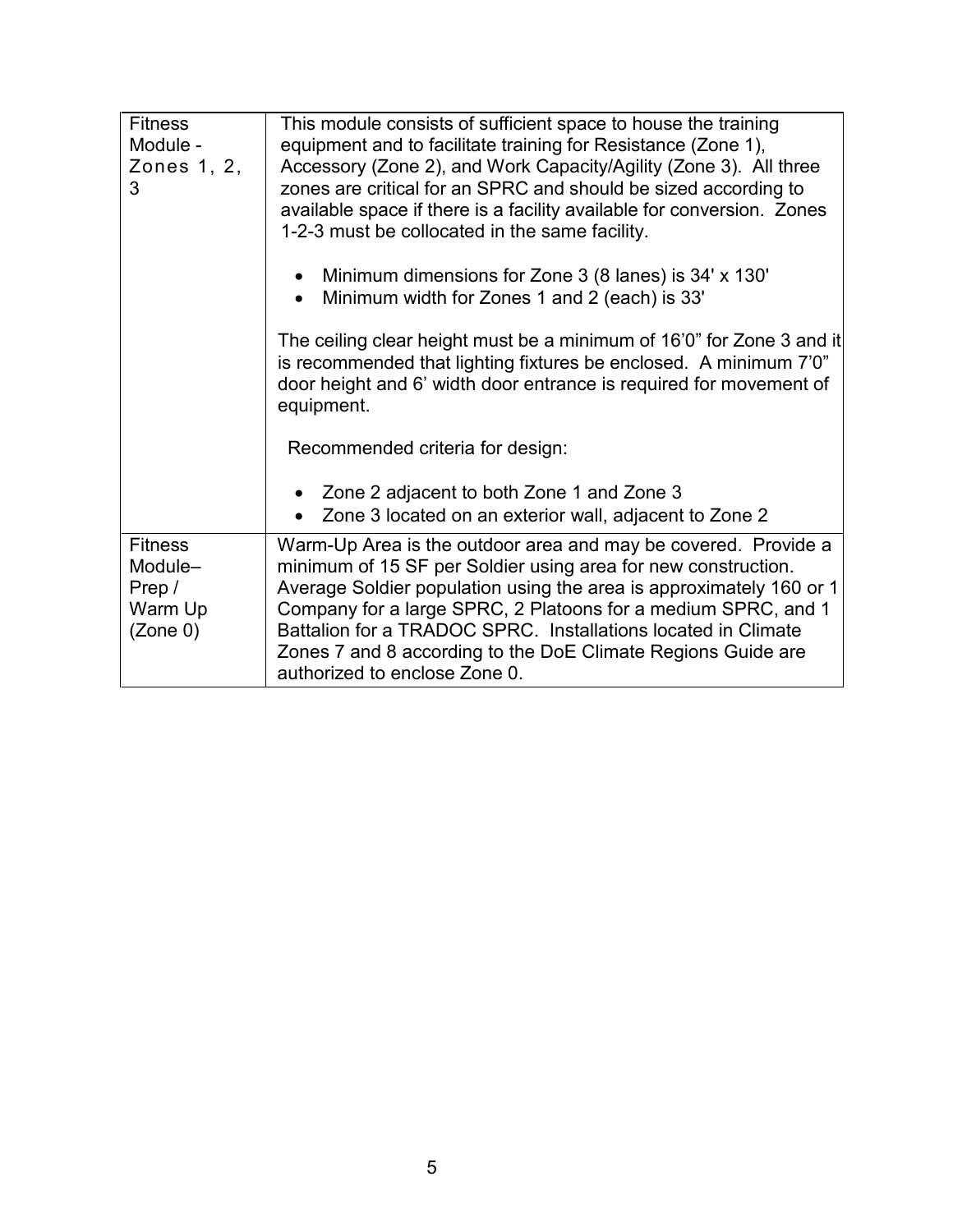| | |
|---|---|
| Fitness Module - Zones 1, 2, 3 | This module consists of sufficient space to house the training equipment and to facilitate training for Resistance (Zone 1), Accessory (Zone 2), and Work Capacity/Agility (Zone 3). All three zones are critical for an SPRC and should be sized according to available space if there is a facility available for conversion. Zones 1-2-3 must be collocated in the same facility.<br><br>• Minimum dimensions for Zone 3 (8 lanes) is 34' x 130'<br>• Minimum width for Zones 1 and 2 (each) is 33'<br><br>The ceiling clear height must be a minimum of 16'0" for Zone 3 and it is recommended that lighting fixtures be enclosed. A minimum 7'0" door height and 6' width door entrance is required for movement of equipment.<br><br>Recommended criteria for design:<br><br>• Zone 2 adjacent to both Zone 1 and Zone 3<br>• Zone 3 located on an exterior wall, adjacent to Zone 2 |
| Fitness Module– Prep / Warm Up (Zone 0) | Warm-Up Area is the outdoor area and may be covered. Provide a minimum of 15 SF per Soldier using area for new construction. Average Soldier population using the area is approximately 160 or 1 Company for a large SPRC, 2 Platoons for a medium SPRC, and 1 Battalion for a TRADOC SPRC. Installations located in Climate Zones 7 and 8 according to the DoE Climate Regions Guide are authorized to enclose Zone 0. |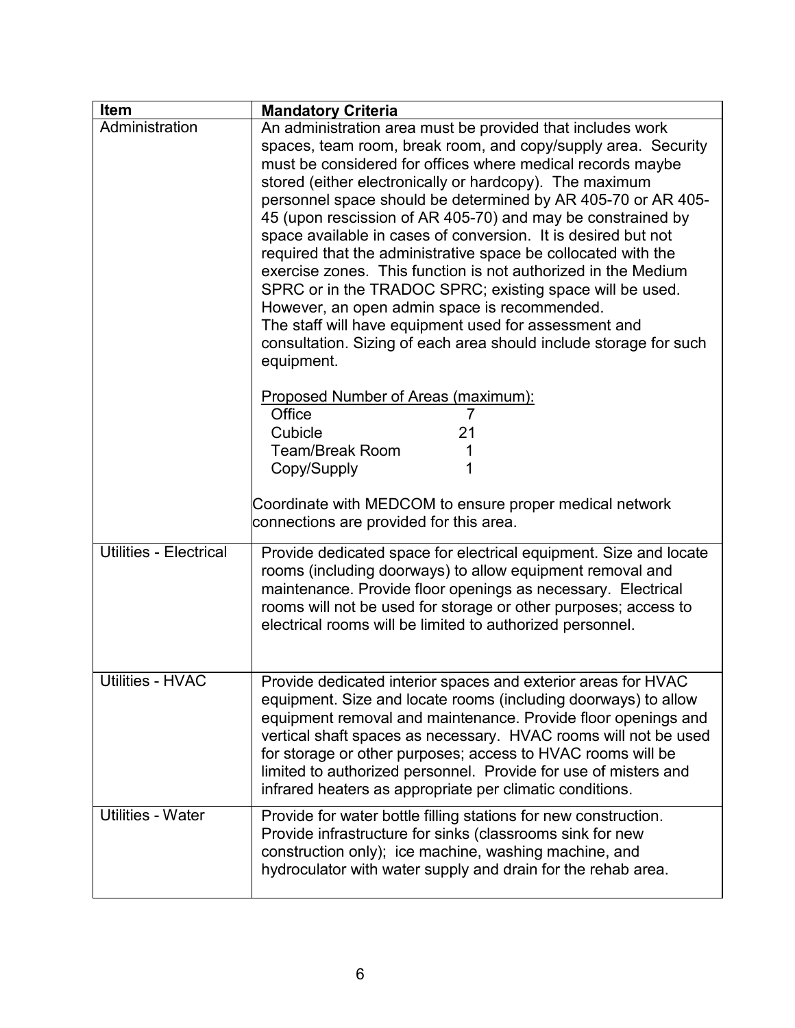| Item | Mandatory Criteria |
|---|---|
| Administration | An administration area must be provided that includes work spaces, team room, break room, and copy/supply area. Security must be considered for offices where medical records maybe stored (either electronically or hardcopy). The maximum personnel space should be determined by AR 405-70 or AR 405-45 (upon rescission of AR 405-70) and may be constrained by space available in cases of conversion. It is desired but not required that the administrative space be collocated with the exercise zones. This function is not authorized in the Medium SPRC or in the TRADOC SPRC; existing space will be used. However, an open admin space is recommended.<br>The staff will have equipment used for assessment and consultation. Sizing of each area should include storage for such equipment.<br><br><u>Proposed Number of Areas (maximum):</u><br>Office 7<br>Cubicle 21<br>Team/Break Room 1<br>Copy/Supply 1<br><br>Coordinate with MEDCOM to ensure proper medical network connections are provided for this area. |
| Utilities - Electrical | Provide dedicated space for electrical equipment. Size and locate rooms (including doorways) to allow equipment removal and maintenance. Provide floor openings as necessary. Electrical rooms will not be used for storage or other purposes; access to electrical rooms will be limited to authorized personnel. |
| Utilities - HVAC | Provide dedicated interior spaces and exterior areas for HVAC equipment. Size and locate rooms (including doorways) to allow equipment removal and maintenance. Provide floor openings and vertical shaft spaces as necessary. HVAC rooms will not be used for storage or other purposes; access to HVAC rooms will be limited to authorized personnel. Provide for use of misters and infrared heaters as appropriate per climatic conditions. |
| Utilities - Water | Provide for water bottle filling stations for new construction. Provide infrastructure for sinks (classrooms sink for new construction only); ice machine, washing machine, and hydroculator with water supply and drain for the rehab area. |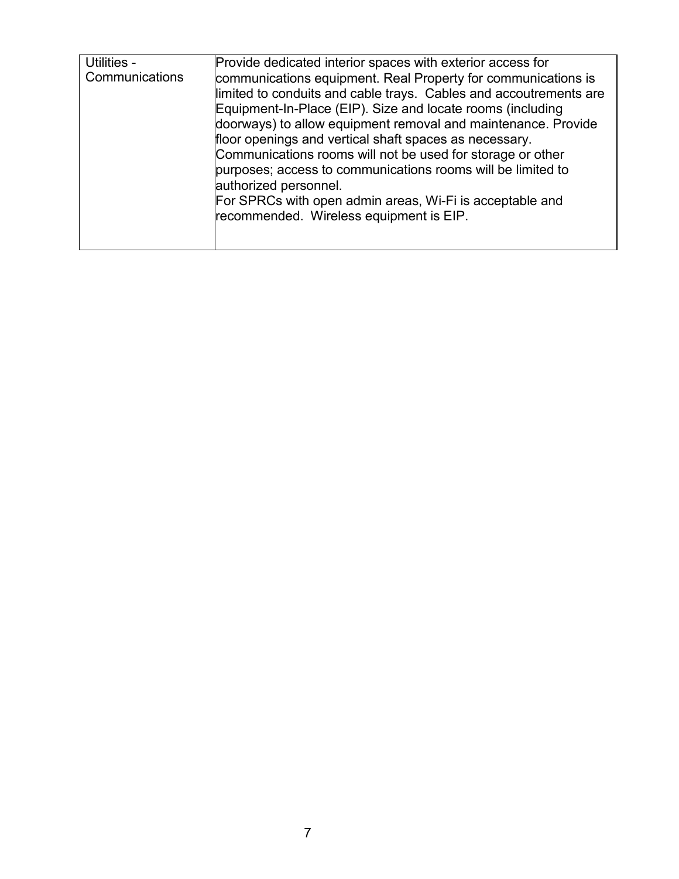| | |
|---|---|
| Utilities - Communications | Provide dedicated interior spaces with exterior access for communications equipment. Real Property for communications is limited to conduits and cable trays. Cables and accoutrements are Equipment-In-Place (EIP). Size and locate rooms (including doorways) to allow equipment removal and maintenance. Provide floor openings and vertical shaft spaces as necessary. Communications rooms will not be used for storage or other purposes; access to communications rooms will be limited to authorized personnel.<br>For SPRCs with open admin areas, Wi-Fi is acceptable and recommended. Wireless equipment is EIP. |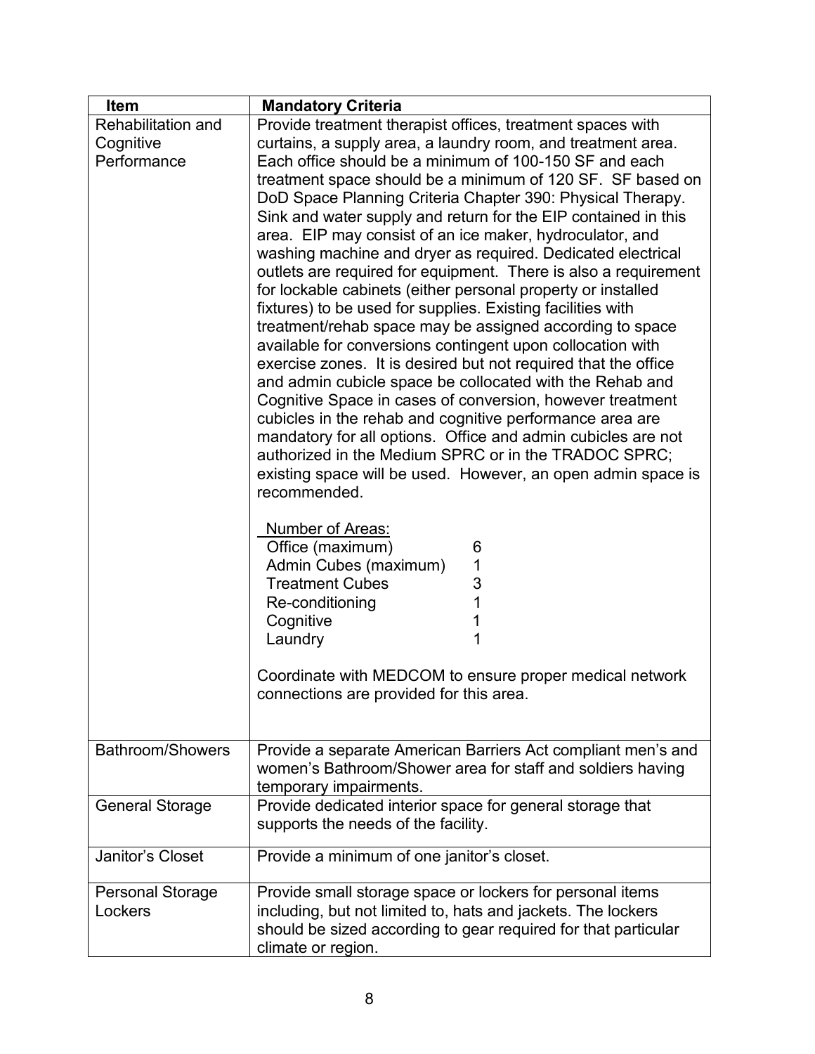| Item | Mandatory Criteria |
|---|---|
| Rehabilitation and Cognitive Performance | Provide treatment therapist offices, treatment spaces with curtains, a supply area, a laundry room, and treatment area. Each office should be a minimum of 100-150 SF and each treatment space should be a minimum of 120 SF. SF based on DoD Space Planning Criteria Chapter 390: Physical Therapy. Sink and water supply and return for the EIP contained in this area. EIP may consist of an ice maker, hydroculator, and washing machine and dryer as required. Dedicated electrical outlets are required for equipment. There is also a requirement for lockable cabinets (either personal property or installed fixtures) to be used for supplies. Existing facilities with treatment/rehab space may be assigned according to space available for conversions contingent upon collocation with exercise zones. It is desired but not required that the office and admin cubicle space be collocated with the Rehab and Cognitive Space in cases of conversion, however treatment cubicles in the rehab and cognitive performance area are mandatory for all options. Office and admin cubicles are not authorized in the Medium SPRC or in the TRADOC SPRC; existing space will be used. However, an open admin space is recommended.<br><br>Number of Areas:<br>Office (maximum) 6<br>Admin Cubes (maximum) 1<br>Treatment Cubes 3<br>Re-conditioning 1<br>Cognitive 1<br>Laundry 1<br><br>Coordinate with MEDCOM to ensure proper medical network connections are provided for this area. |
| Bathroom/Showers | Provide a separate American Barriers Act compliant men's and women's Bathroom/Shower area for staff and soldiers having temporary impairments. |
| General Storage | Provide dedicated interior space for general storage that supports the needs of the facility. |
| Janitor's Closet | Provide a minimum of one janitor's closet. |
| Personal Storage Lockers | Provide small storage space or lockers for personal items including, but not limited to, hats and jackets. The lockers should be sized according to gear required for that particular climate or region. |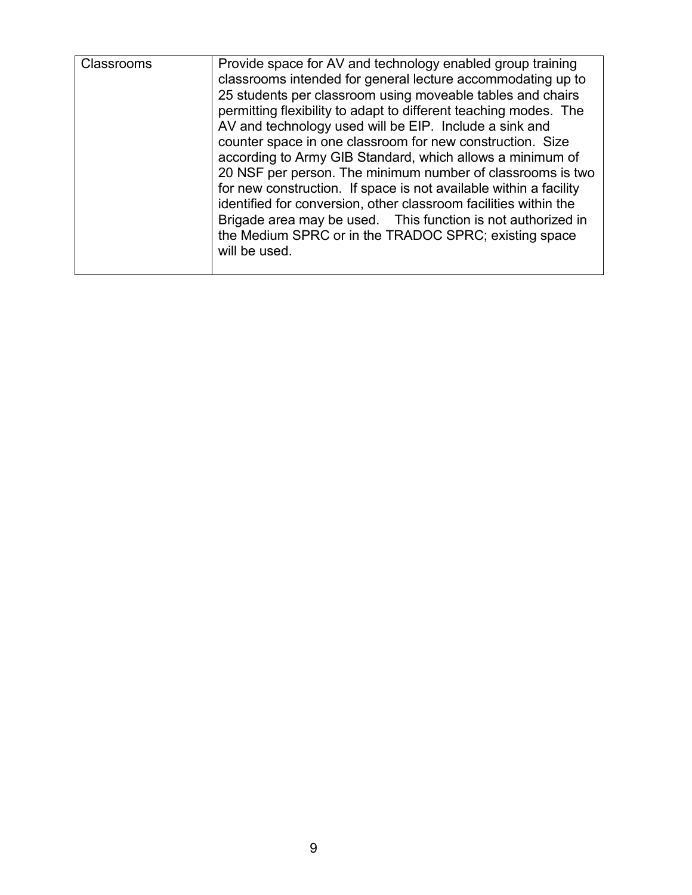| | |
|---|---|
| Classrooms | Provide space for AV and technology enabled group training classrooms intended for general lecture accommodating up to 25 students per classroom using moveable tables and chairs permitting flexibility to adapt to different teaching modes. The AV and technology used will be EIP. Include a sink and counter space in one classroom for new construction. Size according to Army GIB Standard, which allows a minimum of 20 NSF per person. The minimum number of classrooms is two for new construction. If space is not available within a facility identified for conversion, other classroom facilities within the Brigade area may be used. This function is not authorized in the Medium SPRC or in the TRADOC SPRC; existing space will be used. |